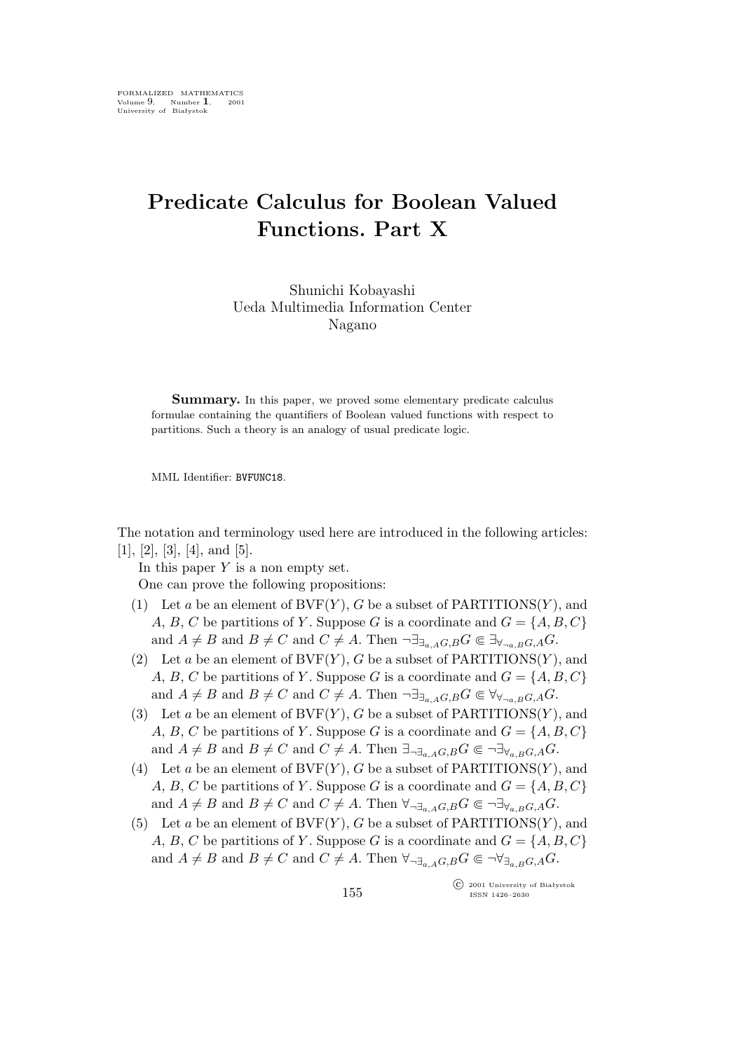FORMALIZED MATHEMATICS
Volume 9, Number 1, 2001
University of Białystok

# Predicate Calculus for Boolean Valued Functions. Part X

Shunichi Kobayashi
Ueda Multimedia Information Center
Nagano

**Summary.** In this paper, we proved some elementary predicate calculus formulae containing the quantifiers of Boolean valued functions with respect to partitions. Such a theory is an analogy of usual predicate logic.

MML Identifier: BVFUNC18.

The notation and terminology used here are introduced in the following articles: [1], [2], [3], [4], and [5].

In this paper $Y$ is a non empty set.

One can prove the following propositions:

(1) Let $a$ be an element of $\mathrm{BVF}(Y)$, $G$ be a subset of $\mathrm{PARTITIONS}(Y)$, and $A$, $B$, $C$ be partitions of $Y$. Suppose $G$ is a coordinate and $G = \{A, B, C\}$ and $A \neq B$ and $B \neq C$ and $C \neq A$. Then $\neg \exists_{\exists_{a,A}G,B}G \Subset \exists_{\forall_{\neg a,B}G,A}G$.

(2) Let $a$ be an element of $\mathrm{BVF}(Y)$, $G$ be a subset of $\mathrm{PARTITIONS}(Y)$, and $A$, $B$, $C$ be partitions of $Y$. Suppose $G$ is a coordinate and $G = \{A, B, C\}$ and $A \neq B$ and $B \neq C$ and $C \neq A$. Then $\neg \exists_{\exists_{a,A}G,B}G \Subset \forall_{\forall_{\neg a,B}G,A}G$.

(3) Let $a$ be an element of $\mathrm{BVF}(Y)$, $G$ be a subset of $\mathrm{PARTITIONS}(Y)$, and $A$, $B$, $C$ be partitions of $Y$. Suppose $G$ is a coordinate and $G = \{A, B, C\}$ and $A \neq B$ and $B \neq C$ and $C \neq A$. Then $\exists_{\neg \exists_{a,A}G,B}G \Subset \neg \exists_{\forall_{a,B}G,A}G$.

(4) Let $a$ be an element of $\mathrm{BVF}(Y)$, $G$ be a subset of $\mathrm{PARTITIONS}(Y)$, and $A$, $B$, $C$ be partitions of $Y$. Suppose $G$ is a coordinate and $G = \{A, B, C\}$ and $A \neq B$ and $B \neq C$ and $C \neq A$. Then $\forall_{\neg \exists_{a,A}G,B}G \Subset \neg \exists_{\forall_{a,B}G,A}G$.

(5) Let $a$ be an element of $\mathrm{BVF}(Y)$, $G$ be a subset of $\mathrm{PARTITIONS}(Y)$, and $A$, $B$, $C$ be partitions of $Y$. Suppose $G$ is a coordinate and $G = \{A, B, C\}$ and $A \neq B$ and $B \neq C$ and $C \neq A$. Then $\forall_{\neg \exists_{a,A}G,B}G \Subset \neg \forall_{\exists_{a,B}G,A}G$.

© 2001 University of Białystok
ISSN 1426–2630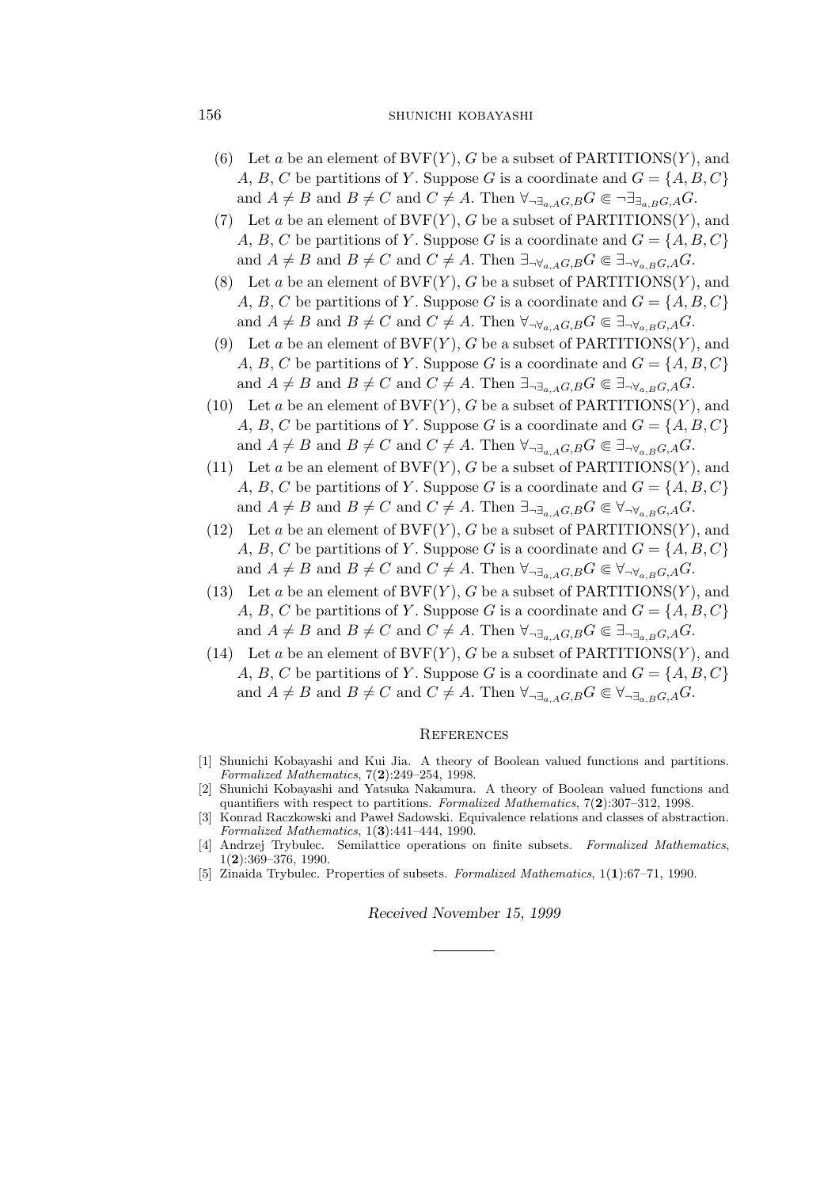(6) Let $a$ be an element of $\mathrm{BVF}(Y)$, $G$ be a subset of $\mathrm{PARTITIONS}(Y)$, and $A$, $B$, $C$ be partitions of $Y$. Suppose $G$ is a coordinate and $G = \{A, B, C\}$ and $A \neq B$ and $B \neq C$ and $C \neq A$. Then $\forall_{\neg \exists_{a,A} G, B} G \Subset \neg \exists_{\exists_{a,B} G, A} G$.

(7) Let $a$ be an element of $\mathrm{BVF}(Y)$, $G$ be a subset of $\mathrm{PARTITIONS}(Y)$, and $A$, $B$, $C$ be partitions of $Y$. Suppose $G$ is a coordinate and $G = \{A, B, C\}$ and $A \neq B$ and $B \neq C$ and $C \neq A$. Then $\exists_{\neg \forall_{a,A} G, B} G \Subset \exists_{\neg \forall_{a,B} G, A} G$.

(8) Let $a$ be an element of $\mathrm{BVF}(Y)$, $G$ be a subset of $\mathrm{PARTITIONS}(Y)$, and $A$, $B$, $C$ be partitions of $Y$. Suppose $G$ is a coordinate and $G = \{A, B, C\}$ and $A \neq B$ and $B \neq C$ and $C \neq A$. Then $\forall_{\neg \forall_{a,A} G, B} G \Subset \exists_{\neg \forall_{a,B} G, A} G$.

(9) Let $a$ be an element of $\mathrm{BVF}(Y)$, $G$ be a subset of $\mathrm{PARTITIONS}(Y)$, and $A$, $B$, $C$ be partitions of $Y$. Suppose $G$ is a coordinate and $G = \{A, B, C\}$ and $A \neq B$ and $B \neq C$ and $C \neq A$. Then $\exists_{\neg \exists_{a,A} G, B} G \Subset \exists_{\neg \forall_{a,B} G, A} G$.

(10) Let $a$ be an element of $\mathrm{BVF}(Y)$, $G$ be a subset of $\mathrm{PARTITIONS}(Y)$, and $A$, $B$, $C$ be partitions of $Y$. Suppose $G$ is a coordinate and $G = \{A, B, C\}$ and $A \neq B$ and $B \neq C$ and $C \neq A$. Then $\forall_{\neg \exists_{a,A} G, B} G \Subset \exists_{\neg \forall_{a,B} G, A} G$.

(11) Let $a$ be an element of $\mathrm{BVF}(Y)$, $G$ be a subset of $\mathrm{PARTITIONS}(Y)$, and $A$, $B$, $C$ be partitions of $Y$. Suppose $G$ is a coordinate and $G = \{A, B, C\}$ and $A \neq B$ and $B \neq C$ and $C \neq A$. Then $\exists_{\neg \exists_{a,A} G, B} G \Subset \forall_{\neg \forall_{a,B} G, A} G$.

(12) Let $a$ be an element of $\mathrm{BVF}(Y)$, $G$ be a subset of $\mathrm{PARTITIONS}(Y)$, and $A$, $B$, $C$ be partitions of $Y$. Suppose $G$ is a coordinate and $G = \{A, B, C\}$ and $A \neq B$ and $B \neq C$ and $C \neq A$. Then $\forall_{\neg \exists_{a,A} G, B} G \Subset \forall_{\neg \forall_{a,B} G, A} G$.

(13) Let $a$ be an element of $\mathrm{BVF}(Y)$, $G$ be a subset of $\mathrm{PARTITIONS}(Y)$, and $A$, $B$, $C$ be partitions of $Y$. Suppose $G$ is a coordinate and $G = \{A, B, C\}$ and $A \neq B$ and $B \neq C$ and $C \neq A$. Then $\forall_{\neg \exists_{a,A} G, B} G \Subset \exists_{\neg \exists_{a,B} G, A} G$.

(14) Let $a$ be an element of $\mathrm{BVF}(Y)$, $G$ be a subset of $\mathrm{PARTITIONS}(Y)$, and $A$, $B$, $C$ be partitions of $Y$. Suppose $G$ is a coordinate and $G = \{A, B, C\}$ and $A \neq B$ and $B \neq C$ and $C \neq A$. Then $\forall_{\neg \exists_{a,A} G, B} G \Subset \forall_{\neg \exists_{a,B} G, A} G$.

## References

[1] Shunichi Kobayashi and Kui Jia. A theory of Boolean valued functions and partitions. *Formalized Mathematics*, 7(**2**):249–254, 1998.

[2] Shunichi Kobayashi and Yatsuka Nakamura. A theory of Boolean valued functions and quantifiers with respect to partitions. *Formalized Mathematics*, 7(**2**):307–312, 1998.

[3] Konrad Raczkowski and Paweł Sadowski. Equivalence relations and classes of abstraction. *Formalized Mathematics*, 1(**3**):441–444, 1990.

[4] Andrzej Trybulec. Semilattice operations on finite subsets. *Formalized Mathematics*, 1(**2**):369–376, 1990.

[5] Zinaida Trybulec. Properties of subsets. *Formalized Mathematics*, 1(**1**):67–71, 1990.

*Received November 15, 1999*